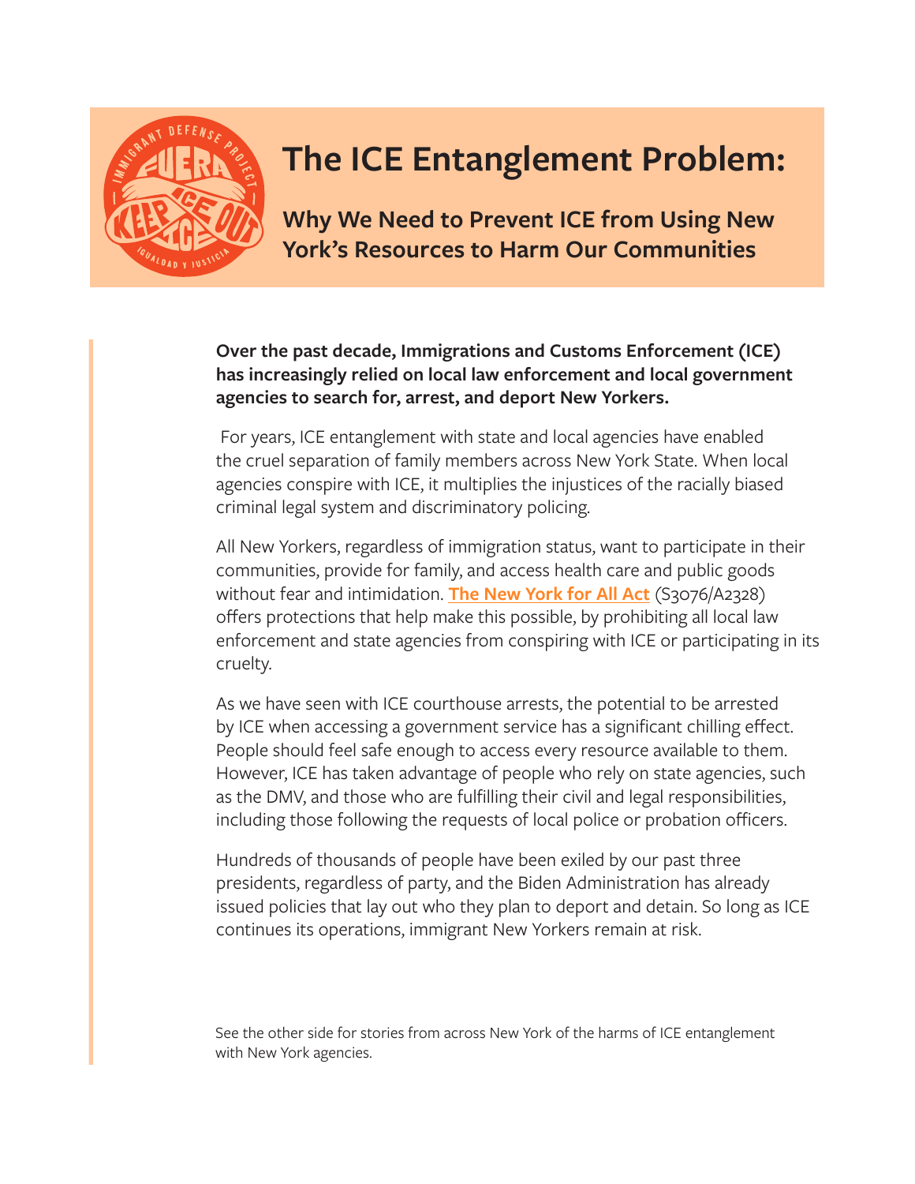# The ICE Entanglement Problem:

## Why We Need to Prevent ICE from Using New York's Resources to Harm Our Communities

**Over the past decade, Immigrations and Customs Enforcement (ICE) has increasingly relied on local law enforcement and local government agencies to search for, arrest, and deport New Yorkers.**

For years, ICE entanglement with state and local agencies have enabled the cruel separation of family members across New York State. When local agencies conspire with ICE, it multiplies the injustices of the racially biased criminal legal system and discriminatory policing.

All New Yorkers, regardless of immigration status, want to participate in their communities, provide for family, and access health care and public goods without fear and intimidation. **The New York for All Act** (S3076/A2328) offers protections that help make this possible, by prohibiting all local law enforcement and state agencies from conspiring with ICE or participating in its cruelty.

As we have seen with ICE courthouse arrests, the potential to be arrested by ICE when accessing a government service has a significant chilling effect. People should feel safe enough to access every resource available to them. However, ICE has taken advantage of people who rely on state agencies, such as the DMV, and those who are fulfilling their civil and legal responsibilities, including those following the requests of local police or probation officers.

Hundreds of thousands of people have been exiled by our past three presidents, regardless of party, and the Biden Administration has already issued policies that lay out who they plan to deport and detain. So long as ICE continues its operations, immigrant New Yorkers remain at risk.

See the other side for stories from across New York of the harms of ICE entanglement with New York agencies.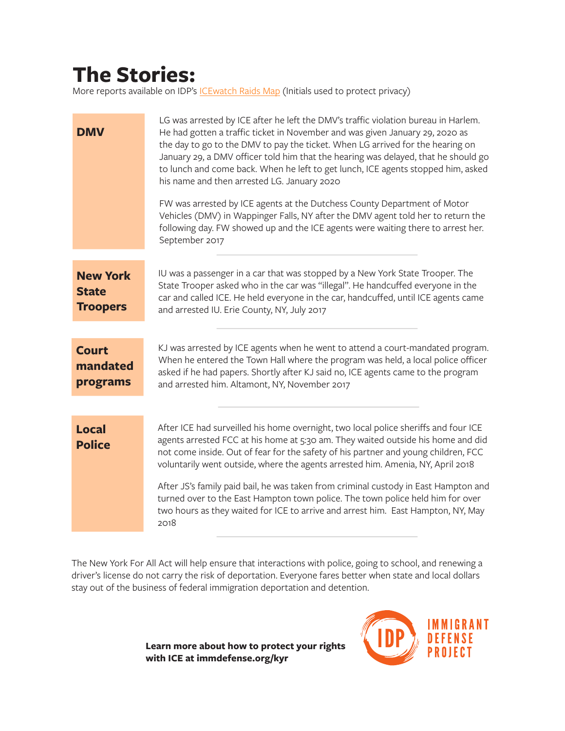# The Stories:

More reports available on IDP's ICEwatch Raids Map (Initials used to protect privacy)

### DMV

LG was arrested by ICE after he left the DMV's traffic violation bureau in Harlem. He had gotten a traffic ticket in November and was given January 29, 2020 as the day to go to the DMV to pay the ticket. When LG arrived for the hearing on January 29, a DMV officer told him that the hearing was delayed, that he should go to lunch and come back. When he left to get lunch, ICE agents stopped him, asked his name and then arrested LG. January 2020

FW was arrested by ICE agents at the Dutchess County Department of Motor Vehicles (DMV) in Wappinger Falls, NY after the DMV agent told her to return the following day. FW showed up and the ICE agents were waiting there to arrest her. September 2017

### New York State Troopers

IU was a passenger in a car that was stopped by a New York State Trooper. The State Trooper asked who in the car was "illegal". He handcuffed everyone in the car and called ICE. He held everyone in the car, handcuffed, until ICE agents came and arrested IU. Erie County, NY, July 2017

### Court mandated programs

KJ was arrested by ICE agents when he went to attend a court-mandated program. When he entered the Town Hall where the program was held, a local police officer asked if he had papers. Shortly after KJ said no, ICE agents came to the program and arrested him. Altamont, NY, November 2017

### Local Police

After ICE had surveilled his home overnight, two local police sheriffs and four ICE agents arrested FCC at his home at 5:30 am. They waited outside his home and did not come inside. Out of fear for the safety of his partner and young children, FCC voluntarily went outside, where the agents arrested him. Amenia, NY, April 2018

After JS's family paid bail, he was taken from criminal custody in East Hampton and turned over to the East Hampton town police. The town police held him for over two hours as they waited for ICE to arrive and arrest him. East Hampton, NY, May 2018

---

The New York For All Act will help ensure that interactions with police, going to school, and renewing a driver's license do not carry the risk of deportation. Everyone fares better when state and local dollars stay out of the business of federal immigration deportation and detention.

**Learn more about how to protect your rights with ICE at immdefense.org/kyr**

IDP IMMIGRANT DEFENSE PROJECT